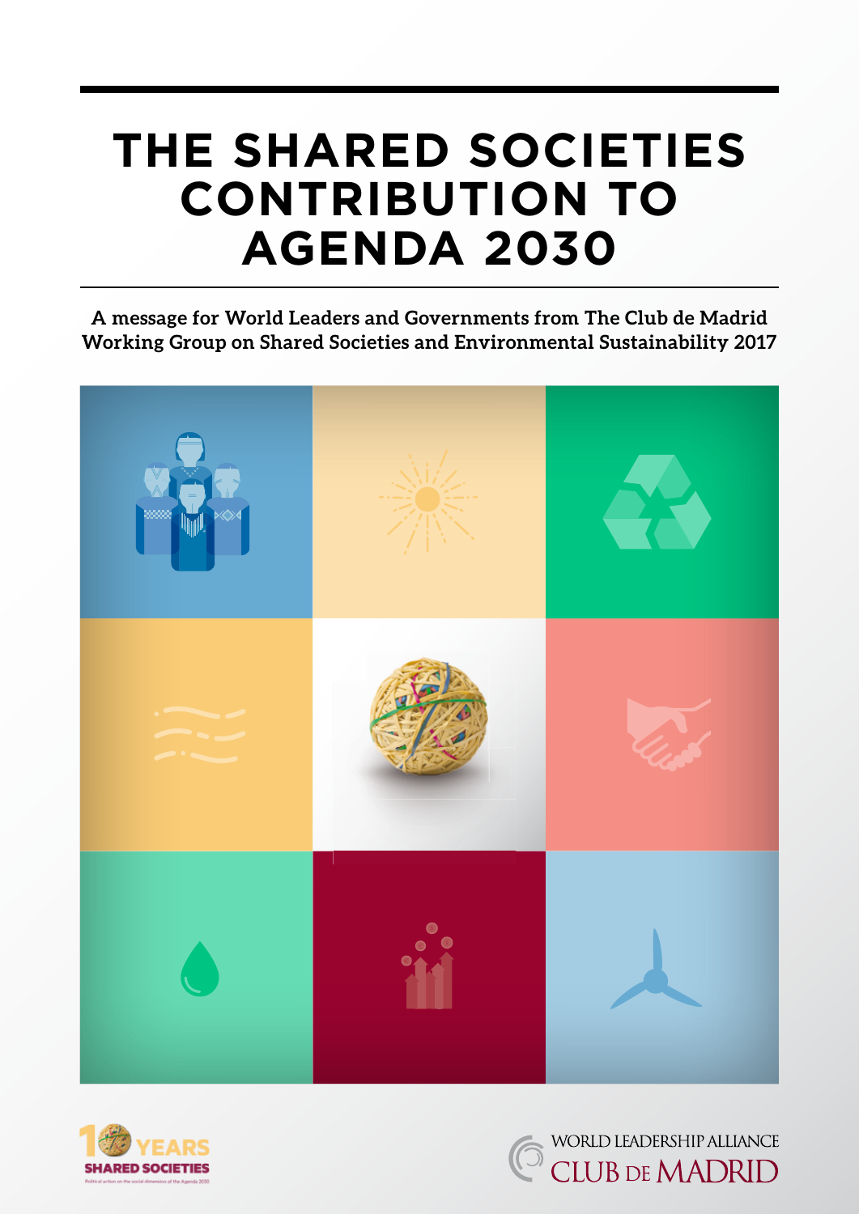# THE SHARED SOCIETIES CONTRIBUTION TO AGENDA 2030

**A message for World Leaders and Governments from The Club de Madrid Working Group on Shared Societies and Environmental Sustainability 2017**

10 YEARS SHARED SOCIETIES

Political action on the social dimension of the Agenda 2030

WORLD LEADERSHIP ALLIANCE CLUB DE MADRID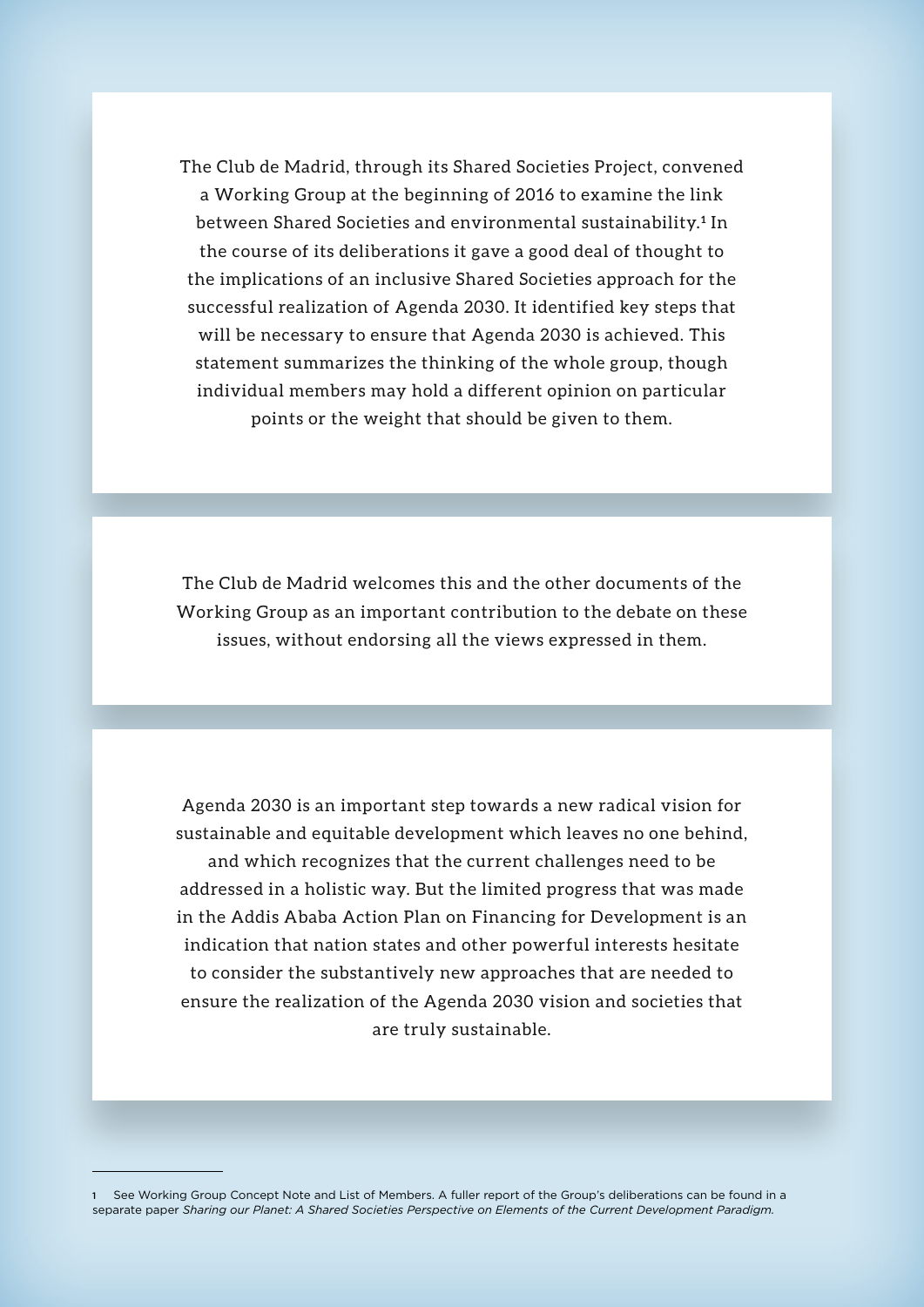The Club de Madrid, through its Shared Societies Project, convened a Working Group at the beginning of 2016 to examine the link between Shared Societies and environmental sustainability.[1] In the course of its deliberations it gave a good deal of thought to the implications of an inclusive Shared Societies approach for the successful realization of Agenda 2030. It identified key steps that will be necessary to ensure that Agenda 2030 is achieved. This statement summarizes the thinking of the whole group, though individual members may hold a different opinion on particular points or the weight that should be given to them.

The Club de Madrid welcomes this and the other documents of the Working Group as an important contribution to the debate on these issues, without endorsing all the views expressed in them.

Agenda 2030 is an important step towards a new radical vision for sustainable and equitable development which leaves no one behind, and which recognizes that the current challenges need to be addressed in a holistic way. But the limited progress that was made in the Addis Ababa Action Plan on Financing for Development is an indication that nation states and other powerful interests hesitate to consider the substantively new approaches that are needed to ensure the realization of the Agenda 2030 vision and societies that are truly sustainable.

---

1 See Working Group Concept Note and List of Members. A fuller report of the Group's deliberations can be found in a separate paper *Sharing our Planet: A Shared Societies Perspective on Elements of the Current Development Paradigm.*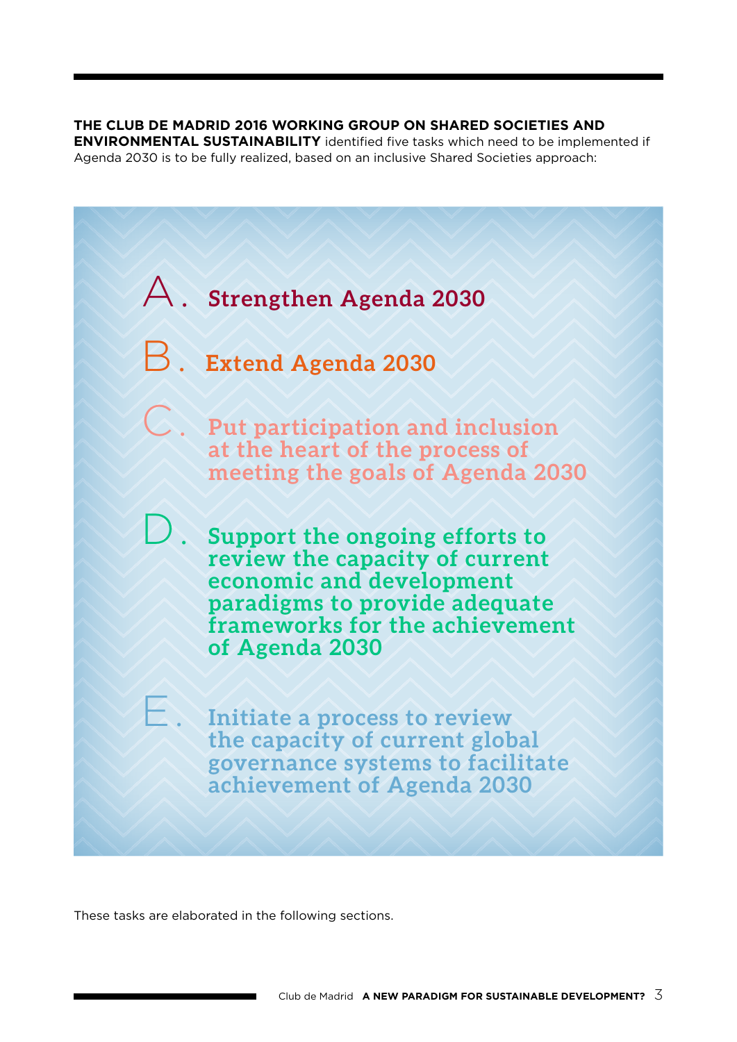**THE CLUB DE MADRID 2016 WORKING GROUP ON SHARED SOCIETIES AND ENVIRONMENTAL SUSTAINABILITY** identified five tasks which need to be implemented if Agenda 2030 is to be fully realized, based on an inclusive Shared Societies approach:

A. **Strengthen Agenda 2030**

B. **Extend Agenda 2030**

C. **Put participation and inclusion at the heart of the process of meeting the goals of Agenda 2030**

D. **Support the ongoing efforts to review the capacity of current economic and development paradigms to provide adequate frameworks for the achievement of Agenda 2030**

E. **Initiate a process to review the capacity of current global governance systems to facilitate achievement of Agenda 2030**

These tasks are elaborated in the following sections.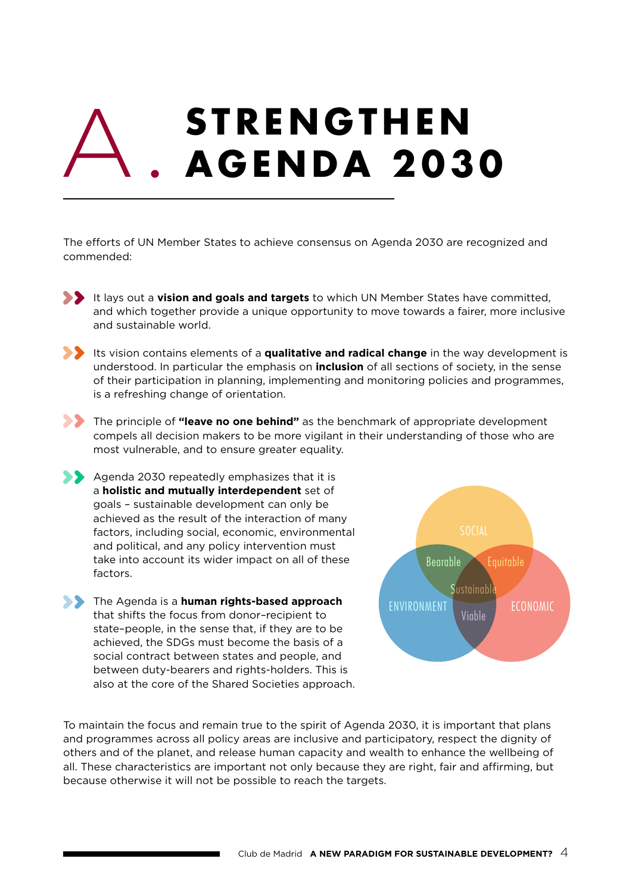# A. STRENGTHEN AGENDA 2030

The efforts of UN Member States to achieve consensus on Agenda 2030 are recognized and commended:

- It lays out a **vision and goals and targets** to which UN Member States have committed, and which together provide a unique opportunity to move towards a fairer, more inclusive and sustainable world.
- Its vision contains elements of a **qualitative and radical change** in the way development is understood. In particular the emphasis on **inclusion** of all sections of society, in the sense of their participation in planning, implementing and monitoring policies and programmes, is a refreshing change of orientation.
- The principle of **"leave no one behind"** as the benchmark of appropriate development compels all decision makers to be more vigilant in their understanding of those who are most vulnerable, and to ensure greater equality.
- Agenda 2030 repeatedly emphasizes that it is a **holistic and mutually interdependent** set of goals – sustainable development can only be achieved as the result of the interaction of many factors, including social, economic, environmental and political, and any policy intervention must take into account its wider impact on all of these factors.
- The Agenda is a **human rights-based approach** that shifts the focus from donor–recipient to state–people, in the sense that, if they are to be achieved, the SDGs must become the basis of a social contract between states and people, and between duty-bearers and rights-holders. This is also at the core of the Shared Societies approach.

SOCIAL, ENVIRONMENT, ECONOMIC — Bearable, Equitable, Viable, Sustainable

To maintain the focus and remain true to the spirit of Agenda 2030, it is important that plans and programmes across all policy areas are inclusive and participatory, respect the dignity of others and of the planet, and release human capacity and wealth to enhance the wellbeing of all. These characteristics are important not only because they are right, fair and affirming, but because otherwise it will not be possible to reach the targets.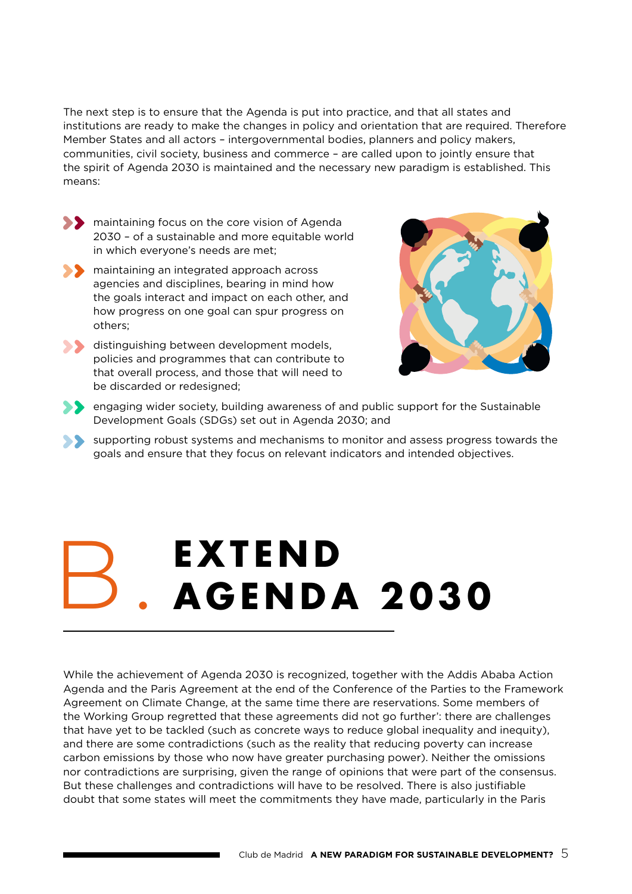The next step is to ensure that the Agenda is put into practice, and that all states and institutions are ready to make the changes in policy and orientation that are required. Therefore Member States and all actors – intergovernmental bodies, planners and policy makers, communities, civil society, business and commerce – are called upon to jointly ensure that the spirit of Agenda 2030 is maintained and the necessary new paradigm is established. This means:

- maintaining focus on the core vision of Agenda 2030 – of a sustainable and more equitable world in which everyone's needs are met;
- maintaining an integrated approach across agencies and disciplines, bearing in mind how the goals interact and impact on each other, and how progress on one goal can spur progress on others;
- distinguishing between development models, policies and programmes that can contribute to that overall process, and those that will need to be discarded or redesigned;
- engaging wider society, building awareness of and public support for the Sustainable Development Goals (SDGs) set out in Agenda 2030; and
- supporting robust systems and mechanisms to monitor and assess progress towards the goals and ensure that they focus on relevant indicators and intended objectives.

# B. EXTEND AGENDA 2030

While the achievement of Agenda 2030 is recognized, together with the Addis Ababa Action Agenda and the Paris Agreement at the end of the Conference of the Parties to the Framework Agreement on Climate Change, at the same time there are reservations. Some members of the Working Group regretted that these agreements did not go further': there are challenges that have yet to be tackled (such as concrete ways to reduce global inequality and inequity), and there are some contradictions (such as the reality that reducing poverty can increase carbon emissions by those who now have greater purchasing power). Neither the omissions nor contradictions are surprising, given the range of opinions that were part of the consensus. But these challenges and contradictions will have to be resolved. There is also justifiable doubt that some states will meet the commitments they have made, particularly in the Paris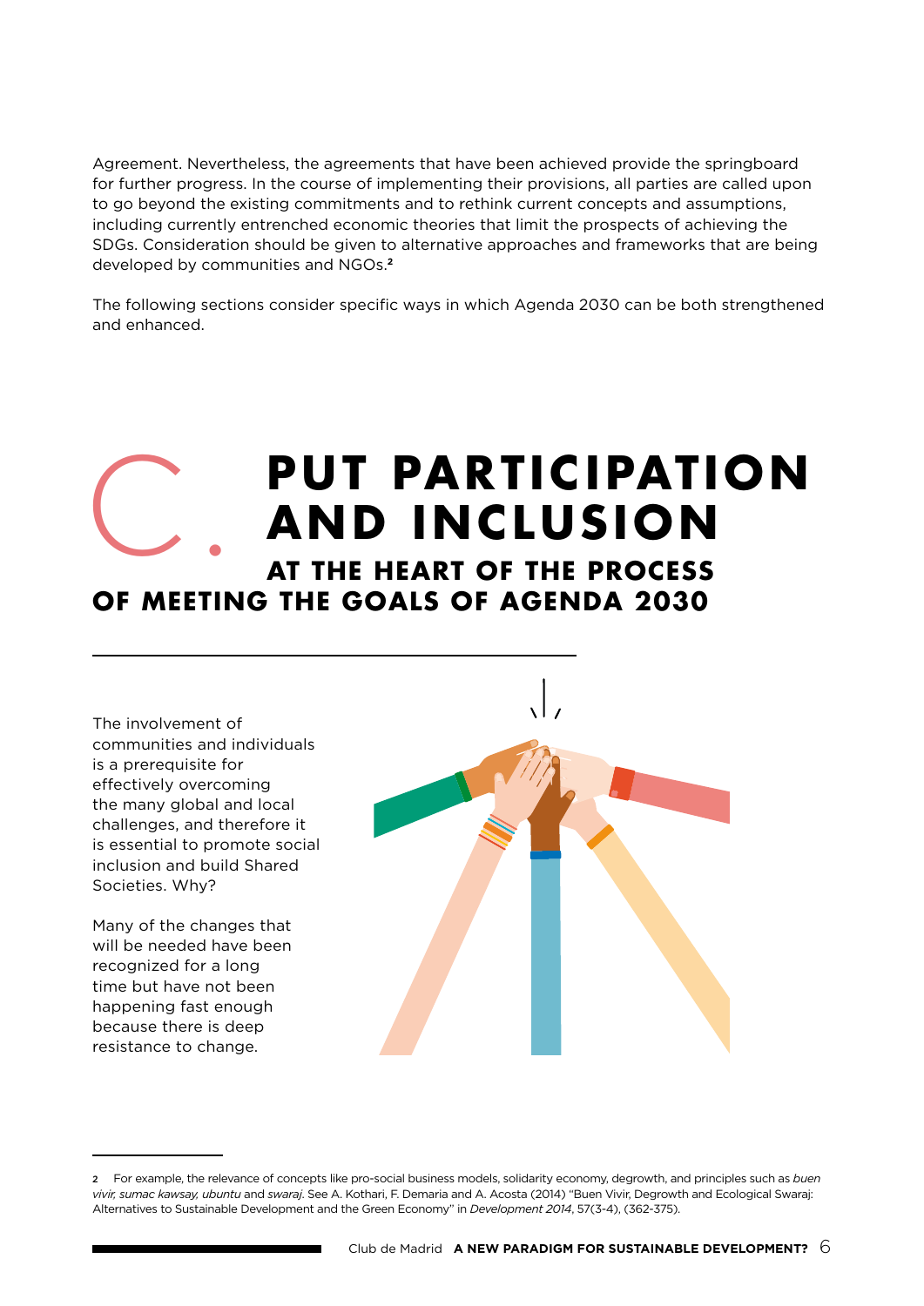Agreement. Nevertheless, the agreements that have been achieved provide the springboard for further progress. In the course of implementing their provisions, all parties are called upon to go beyond the existing commitments and to rethink current concepts and assumptions, including currently entrenched economic theories that limit the prospects of achieving the SDGs. Consideration should be given to alternative approaches and frameworks that are being developed by communities and NGOs.[2]

The following sections consider specific ways in which Agenda 2030 can be both strengthened and enhanced.

# C. PUT PARTICIPATION AND INCLUSION AT THE HEART OF THE PROCESS OF MEETING THE GOALS OF AGENDA 2030

The involvement of communities and individuals is a prerequisite for effectively overcoming the many global and local challenges, and therefore it is essential to promote social inclusion and build Shared Societies. Why?

Many of the changes that will be needed have been recognized for a long time but have not been happening fast enough because there is deep resistance to change.

---

2 For example, the relevance of concepts like pro-social business models, solidarity economy, degrowth, and principles such as *buen vivir, sumac kawsay, ubuntu* and *swaraj*. See A. Kothari, F. Demaria and A. Acosta (2014) "Buen Vivir, Degrowth and Ecological Swaraj: Alternatives to Sustainable Development and the Green Economy" in *Development 2014*, 57(3-4), (362-375).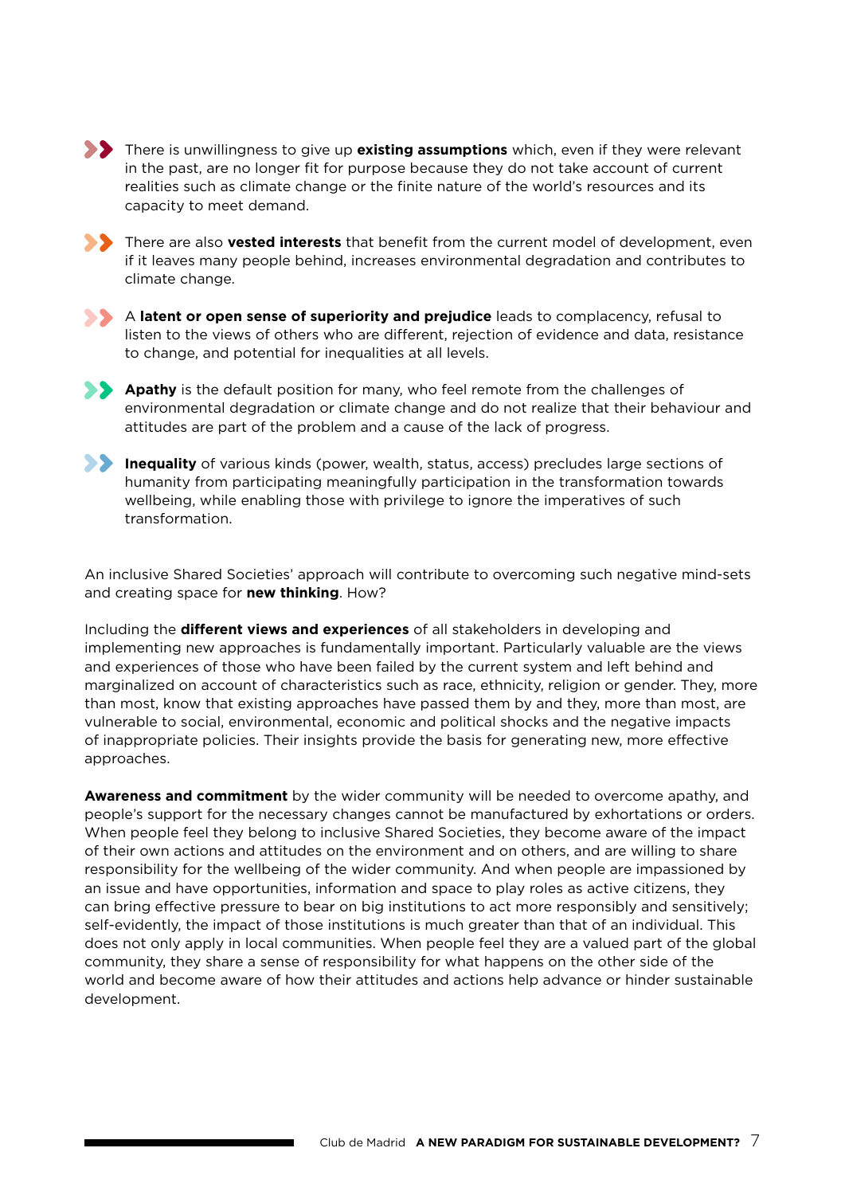- There is unwillingness to give up **existing assumptions** which, even if they were relevant in the past, are no longer fit for purpose because they do not take account of current realities such as climate change or the finite nature of the world's resources and its capacity to meet demand.

- There are also **vested interests** that benefit from the current model of development, even if it leaves many people behind, increases environmental degradation and contributes to climate change.

- A **latent or open sense of superiority and prejudice** leads to complacency, refusal to listen to the views of others who are different, rejection of evidence and data, resistance to change, and potential for inequalities at all levels.

- **Apathy** is the default position for many, who feel remote from the challenges of environmental degradation or climate change and do not realize that their behaviour and attitudes are part of the problem and a cause of the lack of progress.

- **Inequality** of various kinds (power, wealth, status, access) precludes large sections of humanity from participating meaningfully participation in the transformation towards wellbeing, while enabling those with privilege to ignore the imperatives of such transformation.

An inclusive Shared Societies' approach will contribute to overcoming such negative mind-sets and creating space for **new thinking**. How?

Including the **different views and experiences** of all stakeholders in developing and implementing new approaches is fundamentally important. Particularly valuable are the views and experiences of those who have been failed by the current system and left behind and marginalized on account of characteristics such as race, ethnicity, religion or gender. They, more than most, know that existing approaches have passed them by and they, more than most, are vulnerable to social, environmental, economic and political shocks and the negative impacts of inappropriate policies. Their insights provide the basis for generating new, more effective approaches.

**Awareness and commitment** by the wider community will be needed to overcome apathy, and people's support for the necessary changes cannot be manufactured by exhortations or orders. When people feel they belong to inclusive Shared Societies, they become aware of the impact of their own actions and attitudes on the environment and on others, and are willing to share responsibility for the wellbeing of the wider community. And when people are impassioned by an issue and have opportunities, information and space to play roles as active citizens, they can bring effective pressure to bear on big institutions to act more responsibly and sensitively; self-evidently, the impact of those institutions is much greater than that of an individual. This does not only apply in local communities. When people feel they are a valued part of the global community, they share a sense of responsibility for what happens on the other side of the world and become aware of how their attitudes and actions help advance or hinder sustainable development.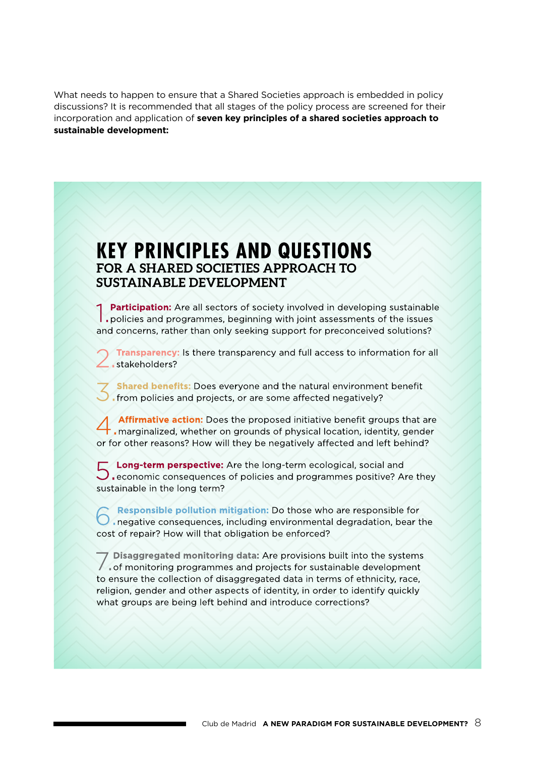What needs to happen to ensure that a Shared Societies approach is embedded in policy discussions? It is recommended that all stages of the policy process are screened for their incorporation and application of **seven key principles of a shared societies approach to sustainable development:**

## KEY PRINCIPLES AND QUESTIONS

### FOR A SHARED SOCIETIES APPROACH TO SUSTAINABLE DEVELOPMENT

1. **Participation:** Are all sectors of society involved in developing sustainable policies and programmes, beginning with joint assessments of the issues and concerns, rather than only seeking support for preconceived solutions?

2. **Transparency:** Is there transparency and full access to information for all stakeholders?

3. **Shared benefits:** Does everyone and the natural environment benefit from policies and projects, or are some affected negatively?

4. **Affirmative action:** Does the proposed initiative benefit groups that are marginalized, whether on grounds of physical location, identity, gender or for other reasons? How will they be negatively affected and left behind?

5. **Long-term perspective:** Are the long-term ecological, social and economic consequences of policies and programmes positive? Are they sustainable in the long term?

6. **Responsible pollution mitigation:** Do those who are responsible for negative consequences, including environmental degradation, bear the cost of repair? How will that obligation be enforced?

7. **Disaggregated monitoring data:** Are provisions built into the systems of monitoring programmes and projects for sustainable development to ensure the collection of disaggregated data in terms of ethnicity, race, religion, gender and other aspects of identity, in order to identify quickly what groups are being left behind and introduce corrections?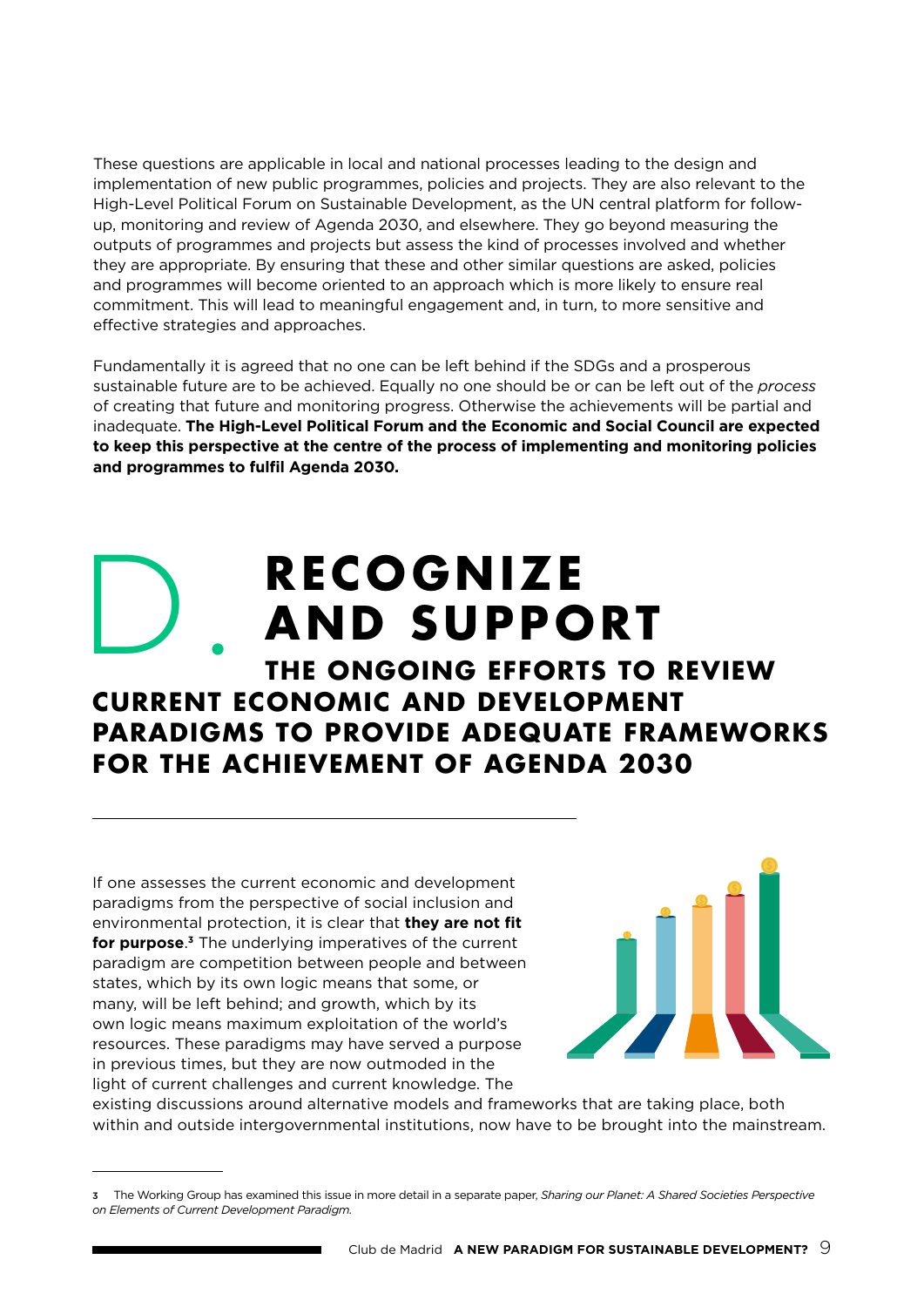These questions are applicable in local and national processes leading to the design and implementation of new public programmes, policies and projects. They are also relevant to the High-Level Political Forum on Sustainable Development, as the UN central platform for follow-up, monitoring and review of Agenda 2030, and elsewhere. They go beyond measuring the outputs of programmes and projects but assess the kind of processes involved and whether they are appropriate. By ensuring that these and other similar questions are asked, policies and programmes will become oriented to an approach which is more likely to ensure real commitment. This will lead to meaningful engagement and, in turn, to more sensitive and effective strategies and approaches.

Fundamentally it is agreed that no one can be left behind if the SDGs and a prosperous sustainable future are to be achieved. Equally no one should be or can be left out of the *process* of creating that future and monitoring progress. Otherwise the achievements will be partial and inadequate. **The High-Level Political Forum and the Economic and Social Council are expected to keep this perspective at the centre of the process of implementing and monitoring policies and programmes to fulfil Agenda 2030.**

## D. RECOGNIZE AND SUPPORT THE ONGOING EFFORTS TO REVIEW CURRENT ECONOMIC AND DEVELOPMENT PARADIGMS TO PROVIDE ADEQUATE FRAMEWORKS FOR THE ACHIEVEMENT OF AGENDA 2030

If one assesses the current economic and development paradigms from the perspective of social inclusion and environmental protection, it is clear that **they are not fit for purpose**.[3] The underlying imperatives of the current paradigm are competition between people and between states, which by its own logic means that some, or many, will be left behind; and growth, which by its own logic means maximum exploitation of the world's resources. These paradigms may have served a purpose in previous times, but they are now outmoded in the light of current challenges and current knowledge. The existing discussions around alternative models and frameworks that are taking place, both within and outside intergovernmental institutions, now have to be brought into the mainstream.

3 The Working Group has examined this issue in more detail in a separate paper, *Sharing our Planet: A Shared Societies Perspective on Elements of Current Development Paradigm.*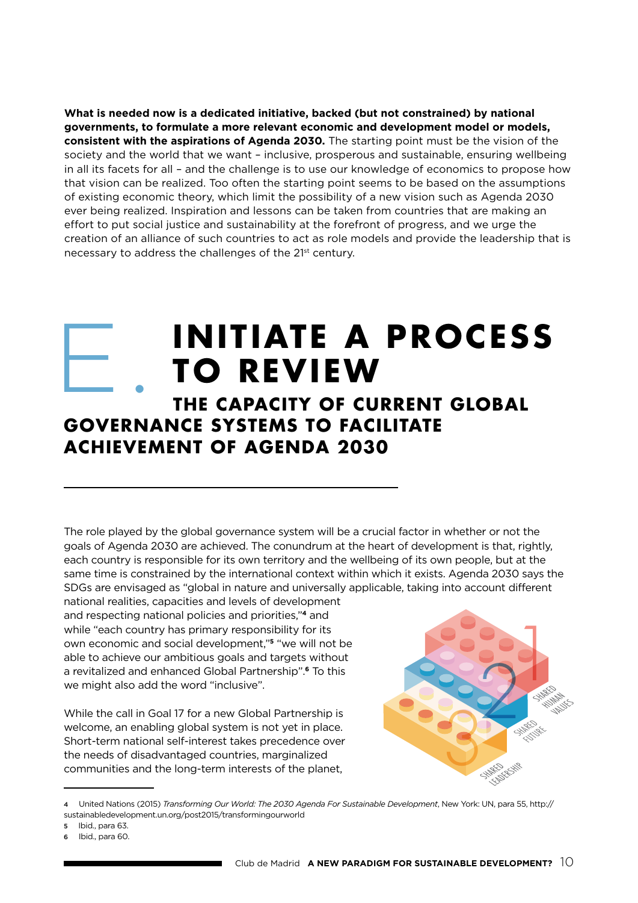**What is needed now is a dedicated initiative, backed (but not constrained) by national governments, to formulate a more relevant economic and development model or models, consistent with the aspirations of Agenda 2030.** The starting point must be the vision of the society and the world that we want – inclusive, prosperous and sustainable, ensuring wellbeing in all its facets for all – and the challenge is to use our knowledge of economics to propose how that vision can be realized. Too often the starting point seems to be based on the assumptions of existing economic theory, which limit the possibility of a new vision such as Agenda 2030 ever being realized. Inspiration and lessons can be taken from countries that are making an effort to put social justice and sustainability at the forefront of progress, and we urge the creation of an alliance of such countries to act as role models and provide the leadership that is necessary to address the challenges of the 21st century.

# E. INITIATE A PROCESS TO REVIEW THE CAPACITY OF CURRENT GLOBAL GOVERNANCE SYSTEMS TO FACILITATE ACHIEVEMENT OF AGENDA 2030

The role played by the global governance system will be a crucial factor in whether or not the goals of Agenda 2030 are achieved. The conundrum at the heart of development is that, rightly, each country is responsible for its own territory and the wellbeing of its own people, but at the same time is constrained by the international context within which it exists. Agenda 2030 says the SDGs are envisaged as "global in nature and universally applicable, taking into account different national realities, capacities and levels of development and respecting national policies and priorities,"[4] and while "each country has primary responsibility for its own economic and social development,"[5] "we will not be able to achieve our ambitious goals and targets without a revitalized and enhanced Global Partnership".[6] To this we might also add the word "inclusive".

While the call in Goal 17 for a new Global Partnership is welcome, an enabling global system is not yet in place. Short-term national self-interest takes precedence over the needs of disadvantaged countries, marginalized communities and the long-term interests of the planet,

1 SHARED HUMAN VALUES

2 SHARED FUTURE

3 SHARED LEADERSHIP

---

4 United Nations (2015) *Transforming Our World: The 2030 Agenda For Sustainable Development*, New York: UN, para 55, http://sustainabledevelopment.un.org/post2015/transformingourworld

5 Ibid., para 63.

6 Ibid., para 60.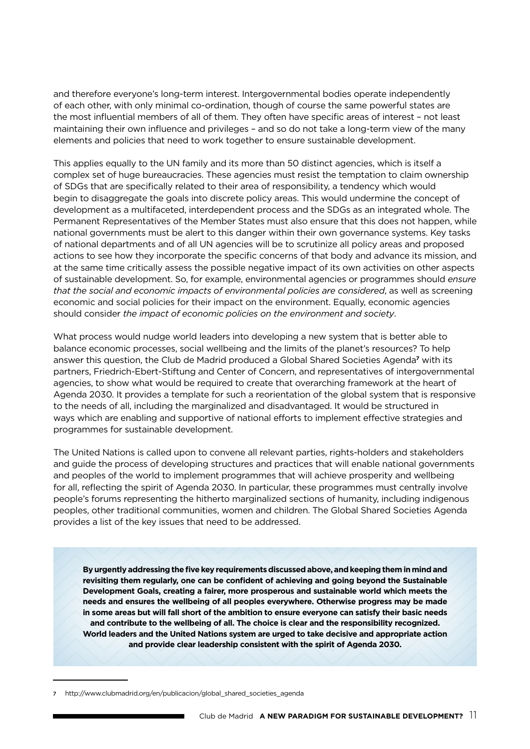and therefore everyone's long-term interest. Intergovernmental bodies operate independently of each other, with only minimal co-ordination, though of course the same powerful states are the most influential members of all of them. They often have specific areas of interest – not least maintaining their own influence and privileges – and so do not take a long-term view of the many elements and policies that need to work together to ensure sustainable development.

This applies equally to the UN family and its more than 50 distinct agencies, which is itself a complex set of huge bureaucracies. These agencies must resist the temptation to claim ownership of SDGs that are specifically related to their area of responsibility, a tendency which would begin to disaggregate the goals into discrete policy areas. This would undermine the concept of development as a multifaceted, interdependent process and the SDGs as an integrated whole. The Permanent Representatives of the Member States must also ensure that this does not happen, while national governments must be alert to this danger within their own governance systems. Key tasks of national departments and of all UN agencies will be to scrutinize all policy areas and proposed actions to see how they incorporate the specific concerns of that body and advance its mission, and at the same time critically assess the possible negative impact of its own activities on other aspects of sustainable development. So, for example, environmental agencies or programmes should *ensure that the social and economic impacts of environmental policies are considered*, as well as screening economic and social policies for their impact on the environment. Equally, economic agencies should consider *the impact of economic policies on the environment and society*.

What process would nudge world leaders into developing a new system that is better able to balance economic processes, social wellbeing and the limits of the planet's resources? To help answer this question, the Club de Madrid produced a Global Shared Societies Agenda[7] with its partners, Friedrich-Ebert-Stiftung and Center of Concern, and representatives of intergovernmental agencies, to show what would be required to create that overarching framework at the heart of Agenda 2030. It provides a template for such a reorientation of the global system that is responsive to the needs of all, including the marginalized and disadvantaged. It would be structured in ways which are enabling and supportive of national efforts to implement effective strategies and programmes for sustainable development.

The United Nations is called upon to convene all relevant parties, rights-holders and stakeholders and guide the process of developing structures and practices that will enable national governments and peoples of the world to implement programmes that will achieve prosperity and wellbeing for all, reflecting the spirit of Agenda 2030. In particular, these programmes must centrally involve people's forums representing the hitherto marginalized sections of humanity, including indigenous peoples, other traditional communities, women and children. The Global Shared Societies Agenda provides a list of the key issues that need to be addressed.

**By urgently addressing the five key requirements discussed above, and keeping them in mind and revisiting them regularly, one can be confident of achieving and going beyond the Sustainable Development Goals, creating a fairer, more prosperous and sustainable world which meets the needs and ensures the wellbeing of all peoples everywhere. Otherwise progress may be made in some areas but will fall short of the ambition to ensure everyone can satisfy their basic needs and contribute to the wellbeing of all. The choice is clear and the responsibility recognized. World leaders and the United Nations system are urged to take decisive and appropriate action and provide clear leadership consistent with the spirit of Agenda 2030.**

---

7 http://www.clubmadrid.org/en/publicacion/global_shared_societies_agenda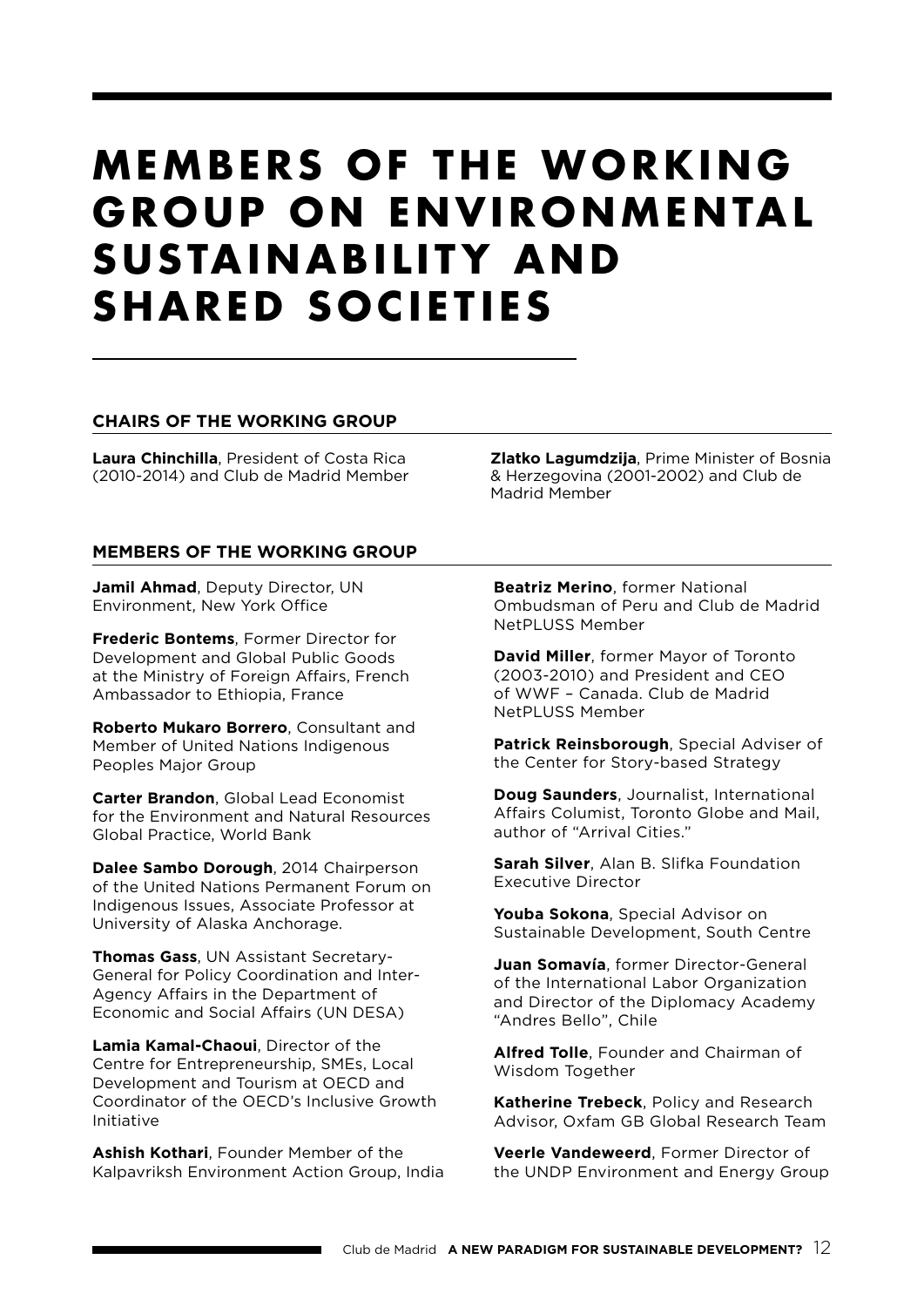# MEMBERS OF THE WORKING GROUP ON ENVIRONMENTAL SUSTAINABILITY AND SHARED SOCIETIES

## CHAIRS OF THE WORKING GROUP

**Laura Chinchilla**, President of Costa Rica (2010-2014) and Club de Madrid Member

**Zlatko Lagumdzija**, Prime Minister of Bosnia & Herzegovina (2001-2002) and Club de Madrid Member

## MEMBERS OF THE WORKING GROUP

**Jamil Ahmad**, Deputy Director, UN Environment, New York Office

**Frederic Bontems**, Former Director for Development and Global Public Goods at the Ministry of Foreign Affairs, French Ambassador to Ethiopia, France

**Roberto Mukaro Borrero**, Consultant and Member of United Nations Indigenous Peoples Major Group

**Carter Brandon**, Global Lead Economist for the Environment and Natural Resources Global Practice, World Bank

**Dalee Sambo Dorough**, 2014 Chairperson of the United Nations Permanent Forum on Indigenous Issues, Associate Professor at University of Alaska Anchorage.

**Thomas Gass**, UN Assistant Secretary-General for Policy Coordination and Inter-Agency Affairs in the Department of Economic and Social Affairs (UN DESA)

**Lamia Kamal-Chaoui**, Director of the Centre for Entrepreneurship, SMEs, Local Development and Tourism at OECD and Coordinator of the OECD's Inclusive Growth Initiative

**Ashish Kothari**, Founder Member of the Kalpavriksh Environment Action Group, India

**Beatriz Merino**, former National Ombudsman of Peru and Club de Madrid NetPLUSS Member

**David Miller**, former Mayor of Toronto (2003-2010) and President and CEO of WWF – Canada. Club de Madrid NetPLUSS Member

**Patrick Reinsborough**, Special Adviser of the Center for Story-based Strategy

**Doug Saunders**, Journalist, International Affairs Columist, Toronto Globe and Mail, author of "Arrival Cities."

**Sarah Silver**, Alan B. Slifka Foundation Executive Director

**Youba Sokona**, Special Advisor on Sustainable Development, South Centre

**Juan Somavía**, former Director-General of the International Labor Organization and Director of the Diplomacy Academy "Andres Bello", Chile

**Alfred Tolle**, Founder and Chairman of Wisdom Together

**Katherine Trebeck**, Policy and Research Advisor, Oxfam GB Global Research Team

**Veerle Vandeweerd**, Former Director of the UNDP Environment and Energy Group